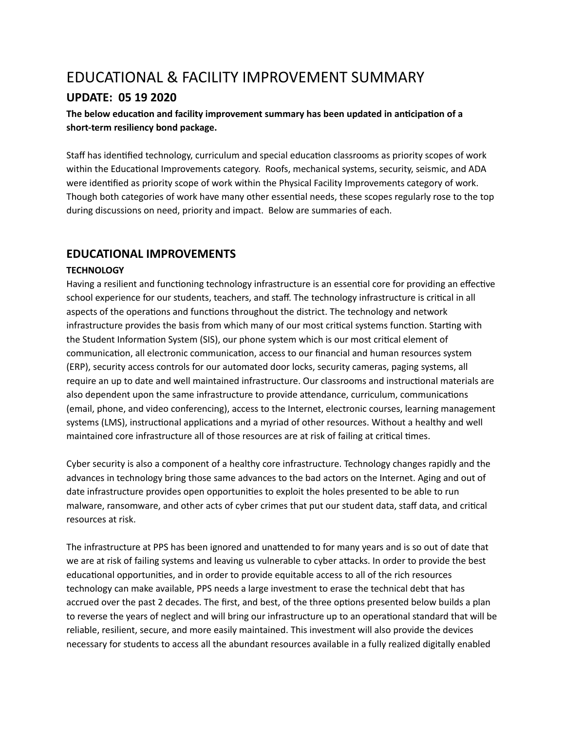# EDUCATIONAL & FACILITY IMPROVEMENT SUMMARY

## UPDATE: 05 19 2020

**The below education and facility improvement summary has been updated in anticipation of a short-term resiliency bond package.**

Staff has identified technology, curriculum and special education classrooms as priority scopes of work within the Educational Improvements category. Roofs, mechanical systems, security, seismic, and ADA were identified as priority scope of work within the Physical Facility Improvements category of work. Though both categories of work have many other essential needs, these scopes regularly rose to the top during discussions on need, priority and impact. Below are summaries of each.

## EDUCATIONAL IMPROVEMENTS

### TECHNOLOGY

Having a resilient and functioning technology infrastructure is an essential core for providing an effective school experience for our students, teachers, and staff. The technology infrastructure is critical in all aspects of the operations and functions throughout the district. The technology and network infrastructure provides the basis from which many of our most critical systems function. Starting with the Student Information System (SIS), our phone system which is our most critical element of communication, all electronic communication, access to our financial and human resources system (ERP), security access controls for our automated door locks, security cameras, paging systems, all require an up to date and well maintained infrastructure. Our classrooms and instructional materials are also dependent upon the same infrastructure to provide attendance, curriculum, communications (email, phone, and video conferencing), access to the Internet, electronic courses, learning management systems (LMS), instructional applications and a myriad of other resources. Without a healthy and well maintained core infrastructure all of those resources are at risk of failing at critical times.

Cyber security is also a component of a healthy core infrastructure. Technology changes rapidly and the advances in technology bring those same advances to the bad actors on the Internet. Aging and out of date infrastructure provides open opportunities to exploit the holes presented to be able to run malware, ransomware, and other acts of cyber crimes that put our student data, staff data, and critical resources at risk.

The infrastructure at PPS has been ignored and unattended to for many years and is so out of date that we are at risk of failing systems and leaving us vulnerable to cyber attacks. In order to provide the best educational opportunities, and in order to provide equitable access to all of the rich resources technology can make available, PPS needs a large investment to erase the technical debt that has accrued over the past 2 decades. The first, and best, of the three options presented below builds a plan to reverse the years of neglect and will bring our infrastructure up to an operational standard that will be reliable, resilient, secure, and more easily maintained. This investment will also provide the devices necessary for students to access all the abundant resources available in a fully realized digitally enabled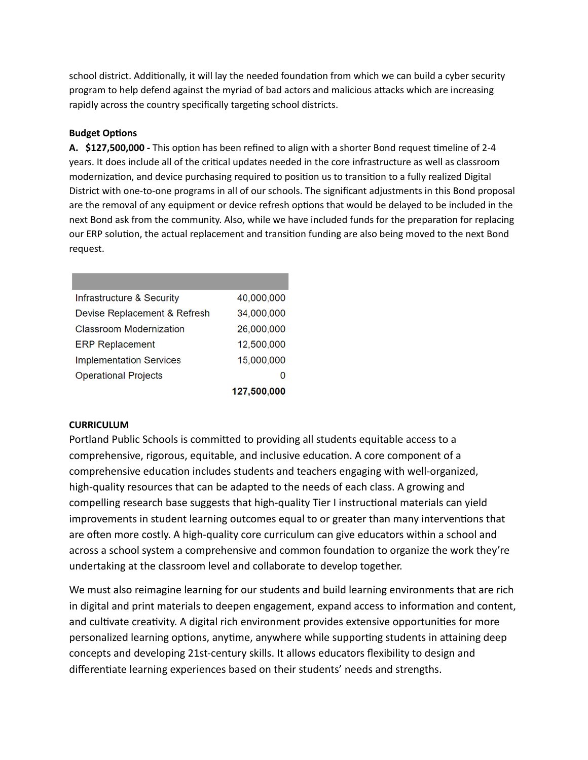school district. Additionally, it will lay the needed foundation from which we can build a cyber security program to help defend against the myriad of bad actors and malicious attacks which are increasing rapidly across the country specifically targeting school districts.

**Budget Options**

**A. $127,500,000 -** This option has been refined to align with a shorter Bond request timeline of 2-4 years. It does include all of the critical updates needed in the core infrastructure as well as classroom modernization, and device purchasing required to position us to transition to a fully realized Digital District with one-to-one programs in all of our schools. The significant adjustments in this Bond proposal are the removal of any equipment or device refresh options that would be delayed to be included in the next Bond ask from the community. Also, while we have included funds for the preparation for replacing our ERP solution, the actual replacement and transition funding are also being moved to the next Bond request.

| | |
|---|---:|
| Infrastructure & Security | 40,000,000 |
| Devise Replacement & Refresh | 34,000,000 |
| Classroom Modernization | 26,000,000 |
| ERP Replacement | 12,500,000 |
| Implementation Services | 15,000,000 |
| Operational Projects | 0 |
| | **127,500,000** |

**CURRICULUM**

Portland Public Schools is committed to providing all students equitable access to a comprehensive, rigorous, equitable, and inclusive education. A core component of a comprehensive education includes students and teachers engaging with well-organized, high-quality resources that can be adapted to the needs of each class. A growing and compelling research base suggests that high-quality Tier I instructional materials can yield improvements in student learning outcomes equal to or greater than many interventions that are often more costly. A high-quality core curriculum can give educators within a school and across a school system a comprehensive and common foundation to organize the work they're undertaking at the classroom level and collaborate to develop together.

We must also reimagine learning for our students and build learning environments that are rich in digital and print materials to deepen engagement, expand access to information and content, and cultivate creativity. A digital rich environment provides extensive opportunities for more personalized learning options, anytime, anywhere while supporting students in attaining deep concepts and developing 21st-century skills. It allows educators flexibility to design and differentiate learning experiences based on their students' needs and strengths.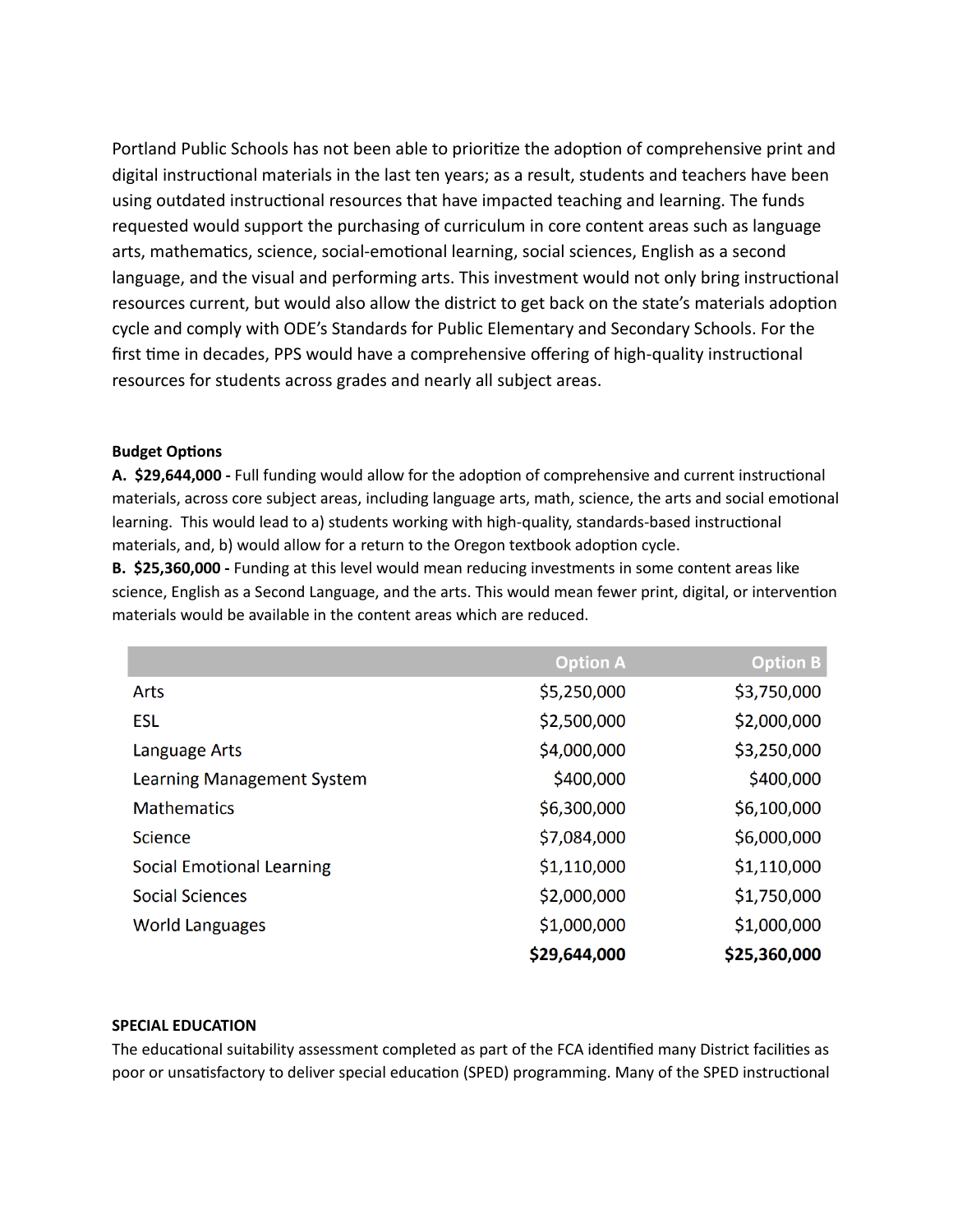Portland Public Schools has not been able to prioritize the adoption of comprehensive print and digital instructional materials in the last ten years; as a result, students and teachers have been using outdated instructional resources that have impacted teaching and learning. The funds requested would support the purchasing of curriculum in core content areas such as language arts, mathematics, science, social-emotional learning, social sciences, English as a second language, and the visual and performing arts. This investment would not only bring instructional resources current, but would also allow the district to get back on the state's materials adoption cycle and comply with ODE's Standards for Public Elementary and Secondary Schools. For the first time in decades, PPS would have a comprehensive offering of high-quality instructional resources for students across grades and nearly all subject areas.

**Budget Options**

**A. $29,644,000 -** Full funding would allow for the adoption of comprehensive and current instructional materials, across core subject areas, including language arts, math, science, the arts and social emotional learning. This would lead to a) students working with high-quality, standards-based instructional materials, and, b) would allow for a return to the Oregon textbook adoption cycle.

**B. $25,360,000 -** Funding at this level would mean reducing investments in some content areas like science, English as a Second Language, and the arts. This would mean fewer print, digital, or intervention materials would be available in the content areas which are reduced.

| | Option A | Option B |
|---|---:|---:|
| Arts | $5,250,000 | $3,750,000 |
| ESL | $2,500,000 | $2,000,000 |
| Language Arts | $4,000,000 | $3,250,000 |
| Learning Management System | $400,000 | $400,000 |
| Mathematics | $6,300,000 | $6,100,000 |
| Science | $7,084,000 | $6,000,000 |
| Social Emotional Learning | $1,110,000 | $1,110,000 |
| Social Sciences | $2,000,000 | $1,750,000 |
| World Languages | $1,000,000 | $1,000,000 |
| | **$29,644,000** | **$25,360,000** |

**SPECIAL EDUCATION**

The educational suitability assessment completed as part of the FCA identified many District facilities as poor or unsatisfactory to deliver special education (SPED) programming. Many of the SPED instructional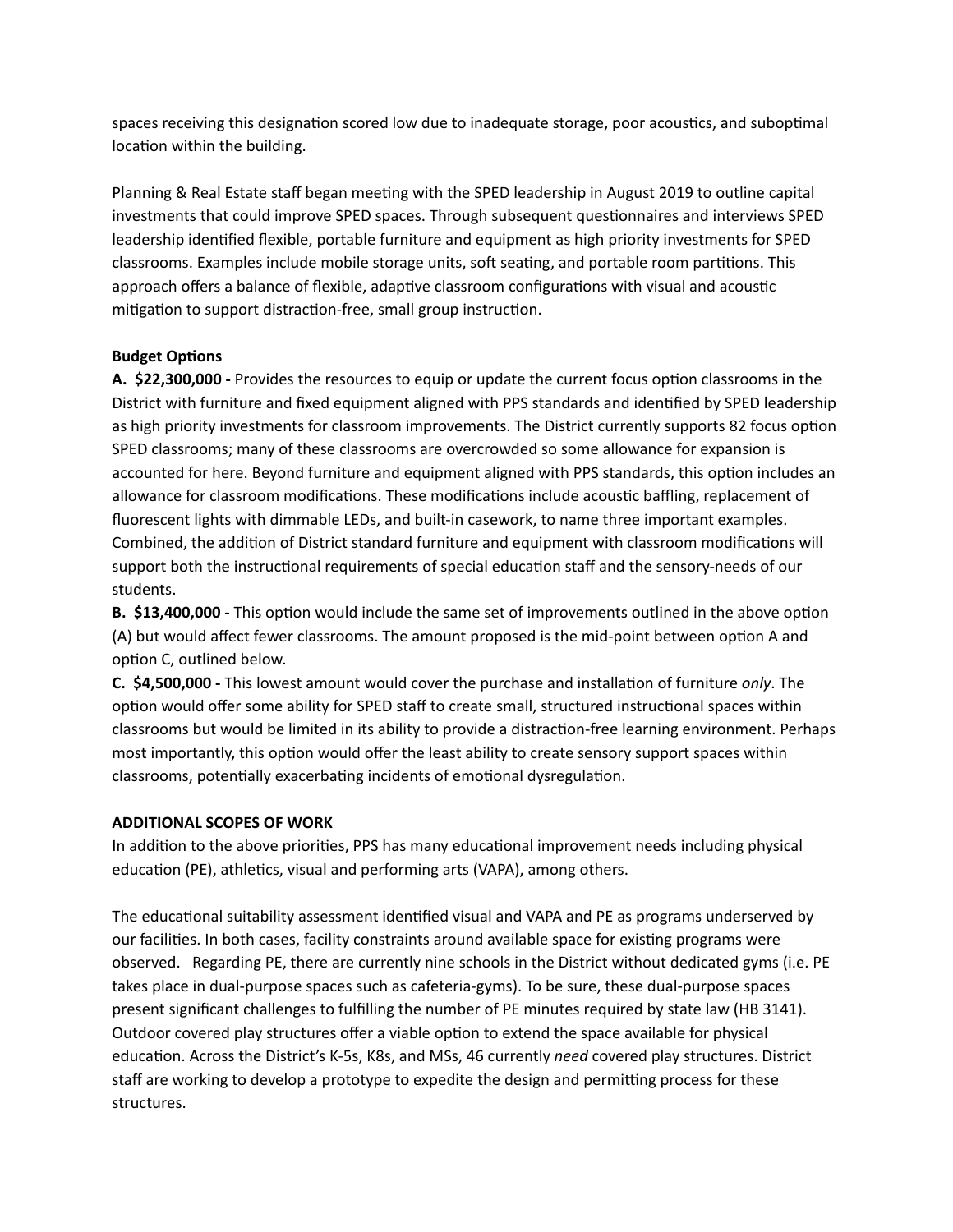spaces receiving this designation scored low due to inadequate storage, poor acoustics, and suboptimal location within the building.

Planning & Real Estate staff began meeting with the SPED leadership in August 2019 to outline capital investments that could improve SPED spaces. Through subsequent questionnaires and interviews SPED leadership identified flexible, portable furniture and equipment as high priority investments for SPED classrooms. Examples include mobile storage units, soft seating, and portable room partitions. This approach offers a balance of flexible, adaptive classroom configurations with visual and acoustic mitigation to support distraction-free, small group instruction.

**Budget Options**

**A. $22,300,000 -** Provides the resources to equip or update the current focus option classrooms in the District with furniture and fixed equipment aligned with PPS standards and identified by SPED leadership as high priority investments for classroom improvements. The District currently supports 82 focus option SPED classrooms; many of these classrooms are overcrowded so some allowance for expansion is accounted for here. Beyond furniture and equipment aligned with PPS standards, this option includes an allowance for classroom modifications. These modifications include acoustic baffling, replacement of fluorescent lights with dimmable LEDs, and built-in casework, to name three important examples. Combined, the addition of District standard furniture and equipment with classroom modifications will support both the instructional requirements of special education staff and the sensory-needs of our students.

**B. $13,400,000 -** This option would include the same set of improvements outlined in the above option (A) but would affect fewer classrooms. The amount proposed is the mid-point between option A and option C, outlined below.

**C. $4,500,000 -** This lowest amount would cover the purchase and installation of furniture *only*. The option would offer some ability for SPED staff to create small, structured instructional spaces within classrooms but would be limited in its ability to provide a distraction-free learning environment. Perhaps most importantly, this option would offer the least ability to create sensory support spaces within classrooms, potentially exacerbating incidents of emotional dysregulation.

**ADDITIONAL SCOPES OF WORK**

In addition to the above priorities, PPS has many educational improvement needs including physical education (PE), athletics, visual and performing arts (VAPA), among others.

The educational suitability assessment identified visual and VAPA and PE as programs underserved by our facilities. In both cases, facility constraints around available space for existing programs were observed. Regarding PE, there are currently nine schools in the District without dedicated gyms (i.e. PE takes place in dual-purpose spaces such as cafeteria-gyms). To be sure, these dual-purpose spaces present significant challenges to fulfilling the number of PE minutes required by state law (HB 3141). Outdoor covered play structures offer a viable option to extend the space available for physical education. Across the District's K-5s, K8s, and MSs, 46 currently *need* covered play structures. District staff are working to develop a prototype to expedite the design and permitting process for these structures.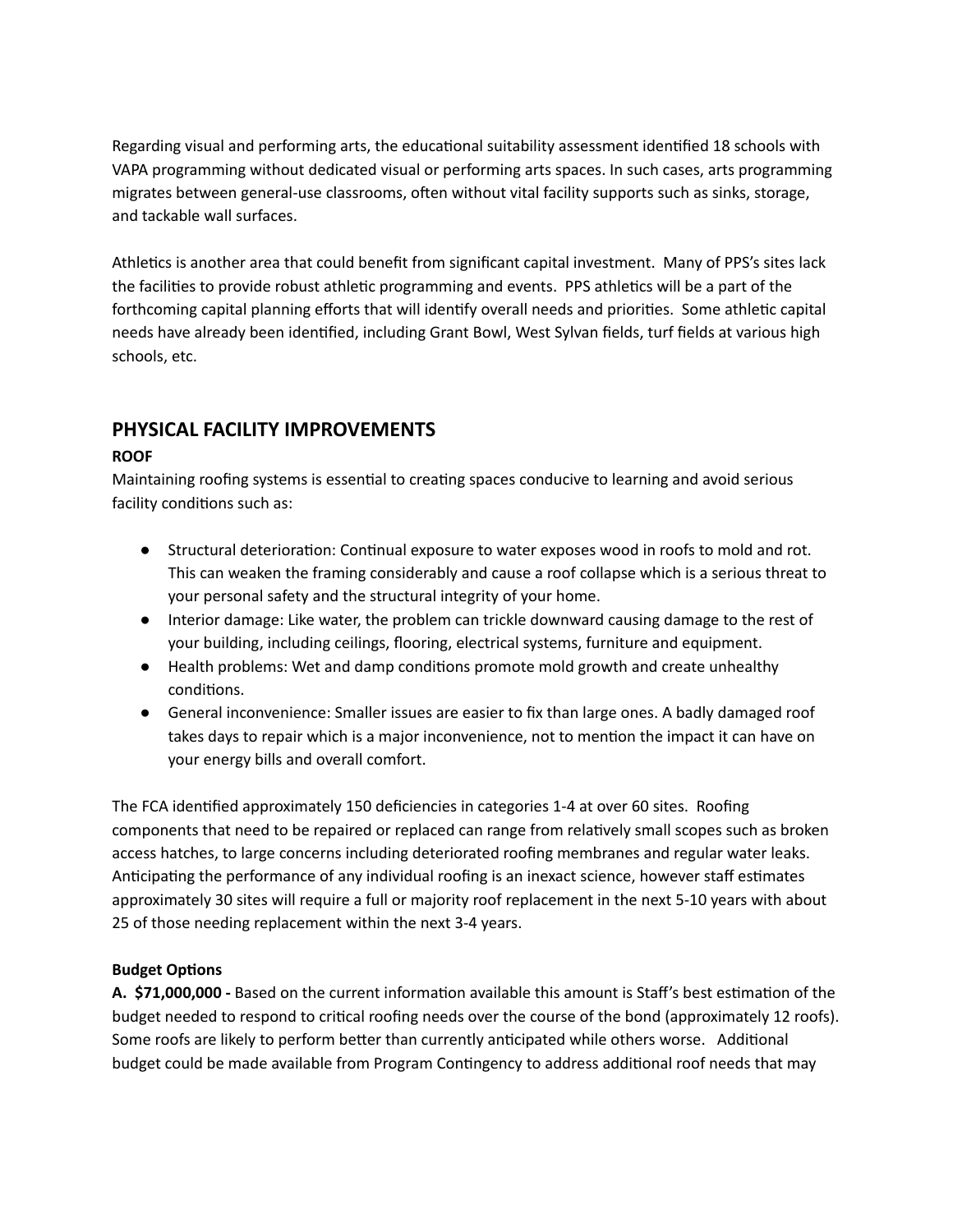Regarding visual and performing arts, the educational suitability assessment identified 18 schools with VAPA programming without dedicated visual or performing arts spaces. In such cases, arts programming migrates between general-use classrooms, often without vital facility supports such as sinks, storage, and tackable wall surfaces.

Athletics is another area that could benefit from significant capital investment. Many of PPS's sites lack the facilities to provide robust athletic programming and events. PPS athletics will be a part of the forthcoming capital planning efforts that will identify overall needs and priorities. Some athletic capital needs have already been identified, including Grant Bowl, West Sylvan fields, turf fields at various high schools, etc.

## PHYSICAL FACILITY IMPROVEMENTS

**ROOF**

Maintaining roofing systems is essential to creating spaces conducive to learning and avoid serious facility conditions such as:

- Structural deterioration: Continual exposure to water exposes wood in roofs to mold and rot. This can weaken the framing considerably and cause a roof collapse which is a serious threat to your personal safety and the structural integrity of your home.
- Interior damage: Like water, the problem can trickle downward causing damage to the rest of your building, including ceilings, flooring, electrical systems, furniture and equipment.
- Health problems: Wet and damp conditions promote mold growth and create unhealthy conditions.
- General inconvenience: Smaller issues are easier to fix than large ones. A badly damaged roof takes days to repair which is a major inconvenience, not to mention the impact it can have on your energy bills and overall comfort.

The FCA identified approximately 150 deficiencies in categories 1-4 at over 60 sites. Roofing components that need to be repaired or replaced can range from relatively small scopes such as broken access hatches, to large concerns including deteriorated roofing membranes and regular water leaks. Anticipating the performance of any individual roofing is an inexact science, however staff estimates approximately 30 sites will require a full or majority roof replacement in the next 5-10 years with about 25 of those needing replacement within the next 3-4 years.

**Budget Options**

**A. $71,000,000 -** Based on the current information available this amount is Staff's best estimation of the budget needed to respond to critical roofing needs over the course of the bond (approximately 12 roofs). Some roofs are likely to perform better than currently anticipated while others worse. Additional budget could be made available from Program Contingency to address additional roof needs that may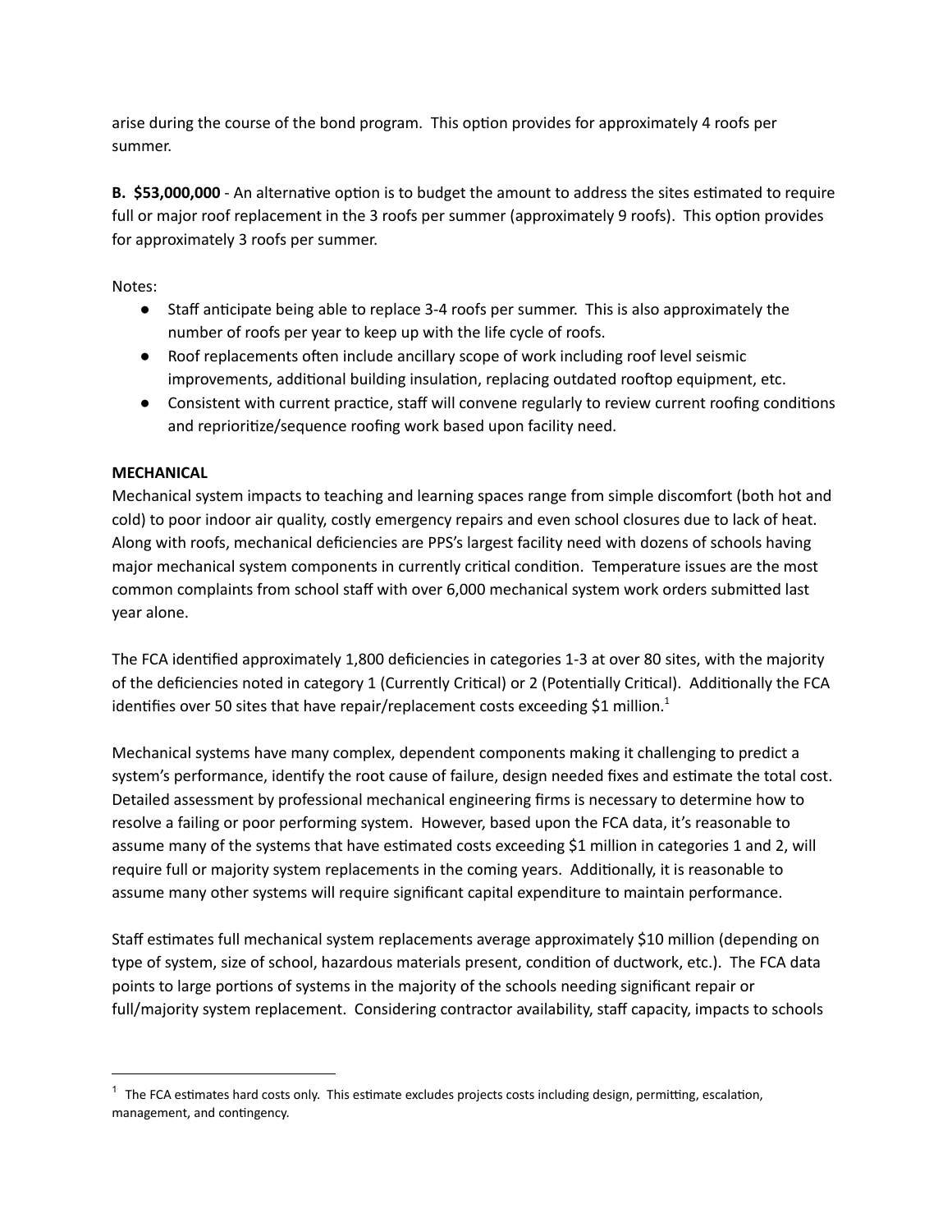arise during the course of the bond program. This option provides for approximately 4 roofs per summer.

**B. $53,000,000** - An alternative option is to budget the amount to address the sites estimated to require full or major roof replacement in the 3 roofs per summer (approximately 9 roofs). This option provides for approximately 3 roofs per summer.

Notes:

- Staff anticipate being able to replace 3-4 roofs per summer. This is also approximately the number of roofs per year to keep up with the life cycle of roofs.
- Roof replacements often include ancillary scope of work including roof level seismic improvements, additional building insulation, replacing outdated rooftop equipment, etc.
- Consistent with current practice, staff will convene regularly to review current roofing conditions and reprioritize/sequence roofing work based upon facility need.

**MECHANICAL**

Mechanical system impacts to teaching and learning spaces range from simple discomfort (both hot and cold) to poor indoor air quality, costly emergency repairs and even school closures due to lack of heat. Along with roofs, mechanical deficiencies are PPS's largest facility need with dozens of schools having major mechanical system components in currently critical condition. Temperature issues are the most common complaints from school staff with over 6,000 mechanical system work orders submitted last year alone.

The FCA identified approximately 1,800 deficiencies in categories 1-3 at over 80 sites, with the majority of the deficiencies noted in category 1 (Currently Critical) or 2 (Potentially Critical). Additionally the FCA identifies over 50 sites that have repair/replacement costs exceeding $1 million.[1]

Mechanical systems have many complex, dependent components making it challenging to predict a system's performance, identify the root cause of failure, design needed fixes and estimate the total cost. Detailed assessment by professional mechanical engineering firms is necessary to determine how to resolve a failing or poor performing system. However, based upon the FCA data, it's reasonable to assume many of the systems that have estimated costs exceeding $1 million in categories 1 and 2, will require full or majority system replacements in the coming years. Additionally, it is reasonable to assume many other systems will require significant capital expenditure to maintain performance.

Staff estimates full mechanical system replacements average approximately $10 million (depending on type of system, size of school, hazardous materials present, condition of ductwork, etc.). The FCA data points to large portions of systems in the majority of the schools needing significant repair or full/majority system replacement. Considering contractor availability, staff capacity, impacts to schools

---

[1] The FCA estimates hard costs only. This estimate excludes projects costs including design, permitting, escalation, management, and contingency.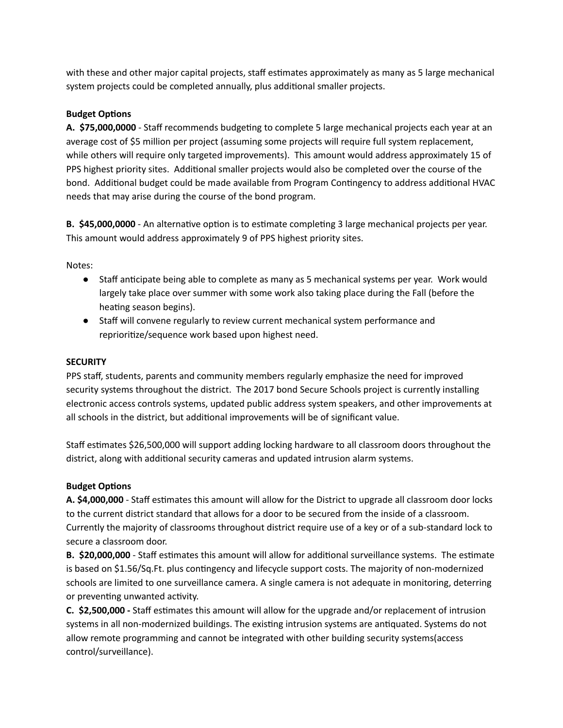with these and other major capital projects, staff estimates approximately as many as 5 large mechanical system projects could be completed annually, plus additional smaller projects.

**Budget Options**

**A. $75,000,0000** - Staff recommends budgeting to complete 5 large mechanical projects each year at an average cost of $5 million per project (assuming some projects will require full system replacement, while others will require only targeted improvements). This amount would address approximately 15 of PPS highest priority sites. Additional smaller projects would also be completed over the course of the bond. Additional budget could be made available from Program Contingency to address additional HVAC needs that may arise during the course of the bond program.

**B. $45,000,0000** - An alternative option is to estimate completing 3 large mechanical projects per year. This amount would address approximately 9 of PPS highest priority sites.

Notes:

- Staff anticipate being able to complete as many as 5 mechanical systems per year. Work would largely take place over summer with some work also taking place during the Fall (before the heating season begins).
- Staff will convene regularly to review current mechanical system performance and reprioritize/sequence work based upon highest need.

**SECURITY**

PPS staff, students, parents and community members regularly emphasize the need for improved security systems throughout the district. The 2017 bond Secure Schools project is currently installing electronic access controls systems, updated public address system speakers, and other improvements at all schools in the district, but additional improvements will be of significant value.

Staff estimates $26,500,000 will support adding locking hardware to all classroom doors throughout the district, along with additional security cameras and updated intrusion alarm systems.

**Budget Options**

**A. $4,000,000** - Staff estimates this amount will allow for the District to upgrade all classroom door locks to the current district standard that allows for a door to be secured from the inside of a classroom. Currently the majority of classrooms throughout district require use of a key or of a sub-standard lock to secure a classroom door.

**B. $20,000,000** - Staff estimates this amount will allow for additional surveillance systems. The estimate is based on $1.56/Sq.Ft. plus contingency and lifecycle support costs. The majority of non-modernized schools are limited to one surveillance camera. A single camera is not adequate in monitoring, deterring or preventing unwanted activity.

**C. $2,500,000 -** Staff estimates this amount will allow for the upgrade and/or replacement of intrusion systems in all non-modernized buildings. The existing intrusion systems are antiquated. Systems do not allow remote programming and cannot be integrated with other building security systems(access control/surveillance).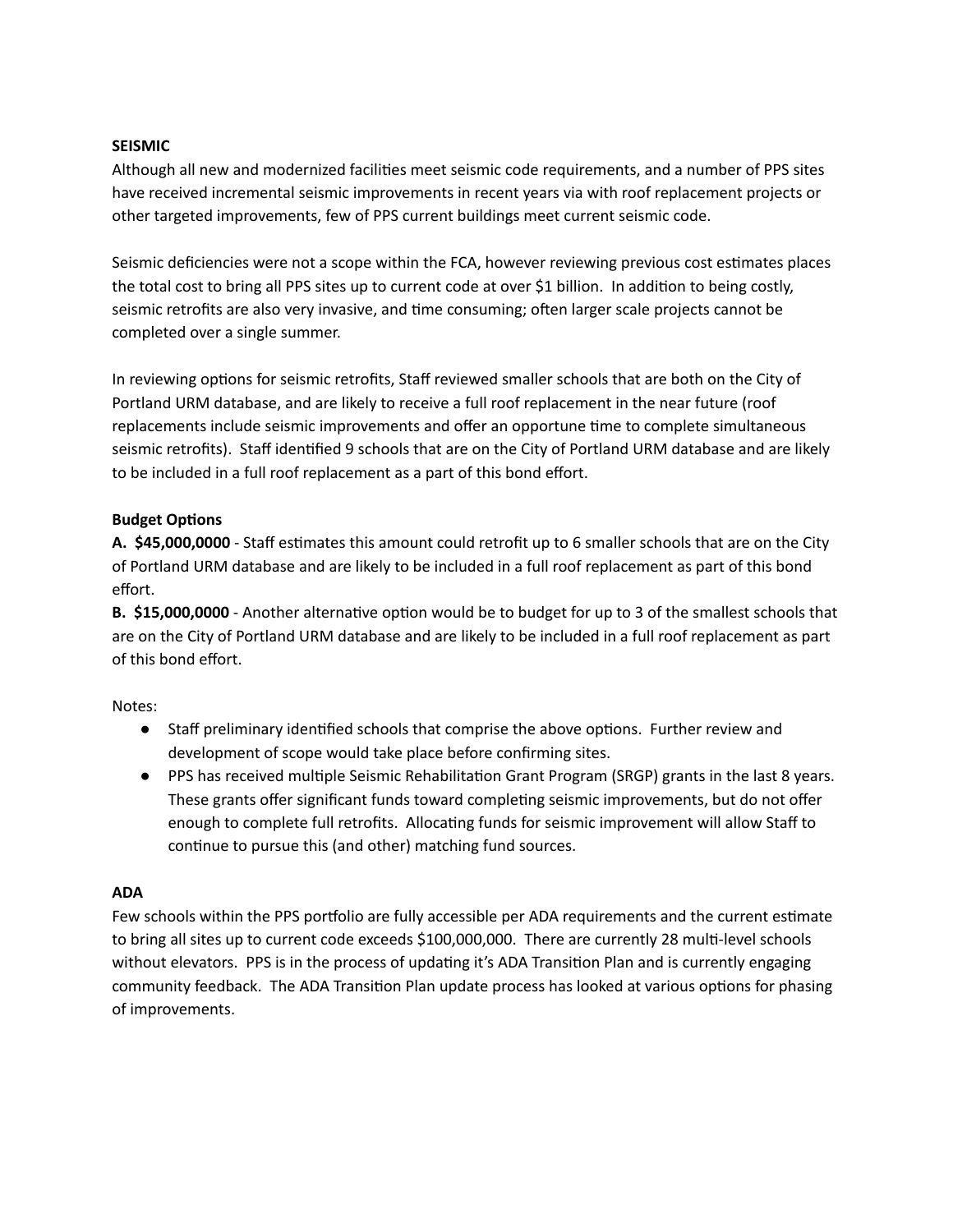**SEISMIC**

Although all new and modernized facilities meet seismic code requirements, and a number of PPS sites have received incremental seismic improvements in recent years via with roof replacement projects or other targeted improvements, few of PPS current buildings meet current seismic code.

Seismic deficiencies were not a scope within the FCA, however reviewing previous cost estimates places the total cost to bring all PPS sites up to current code at over $1 billion. In addition to being costly, seismic retrofits are also very invasive, and time consuming; often larger scale projects cannot be completed over a single summer.

In reviewing options for seismic retrofits, Staff reviewed smaller schools that are both on the City of Portland URM database, and are likely to receive a full roof replacement in the near future (roof replacements include seismic improvements and offer an opportune time to complete simultaneous seismic retrofits). Staff identified 9 schools that are on the City of Portland URM database and are likely to be included in a full roof replacement as a part of this bond effort.

**Budget Options**

**A. $45,000,0000** - Staff estimates this amount could retrofit up to 6 smaller schools that are on the City of Portland URM database and are likely to be included in a full roof replacement as part of this bond effort.

**B. $15,000,0000** - Another alternative option would be to budget for up to 3 of the smallest schools that are on the City of Portland URM database and are likely to be included in a full roof replacement as part of this bond effort.

Notes:

- Staff preliminary identified schools that comprise the above options. Further review and development of scope would take place before confirming sites.
- PPS has received multiple Seismic Rehabilitation Grant Program (SRGP) grants in the last 8 years. These grants offer significant funds toward completing seismic improvements, but do not offer enough to complete full retrofits. Allocating funds for seismic improvement will allow Staff to continue to pursue this (and other) matching fund sources.

**ADA**

Few schools within the PPS portfolio are fully accessible per ADA requirements and the current estimate to bring all sites up to current code exceeds $100,000,000. There are currently 28 multi-level schools without elevators. PPS is in the process of updating it's ADA Transition Plan and is currently engaging community feedback. The ADA Transition Plan update process has looked at various options for phasing of improvements.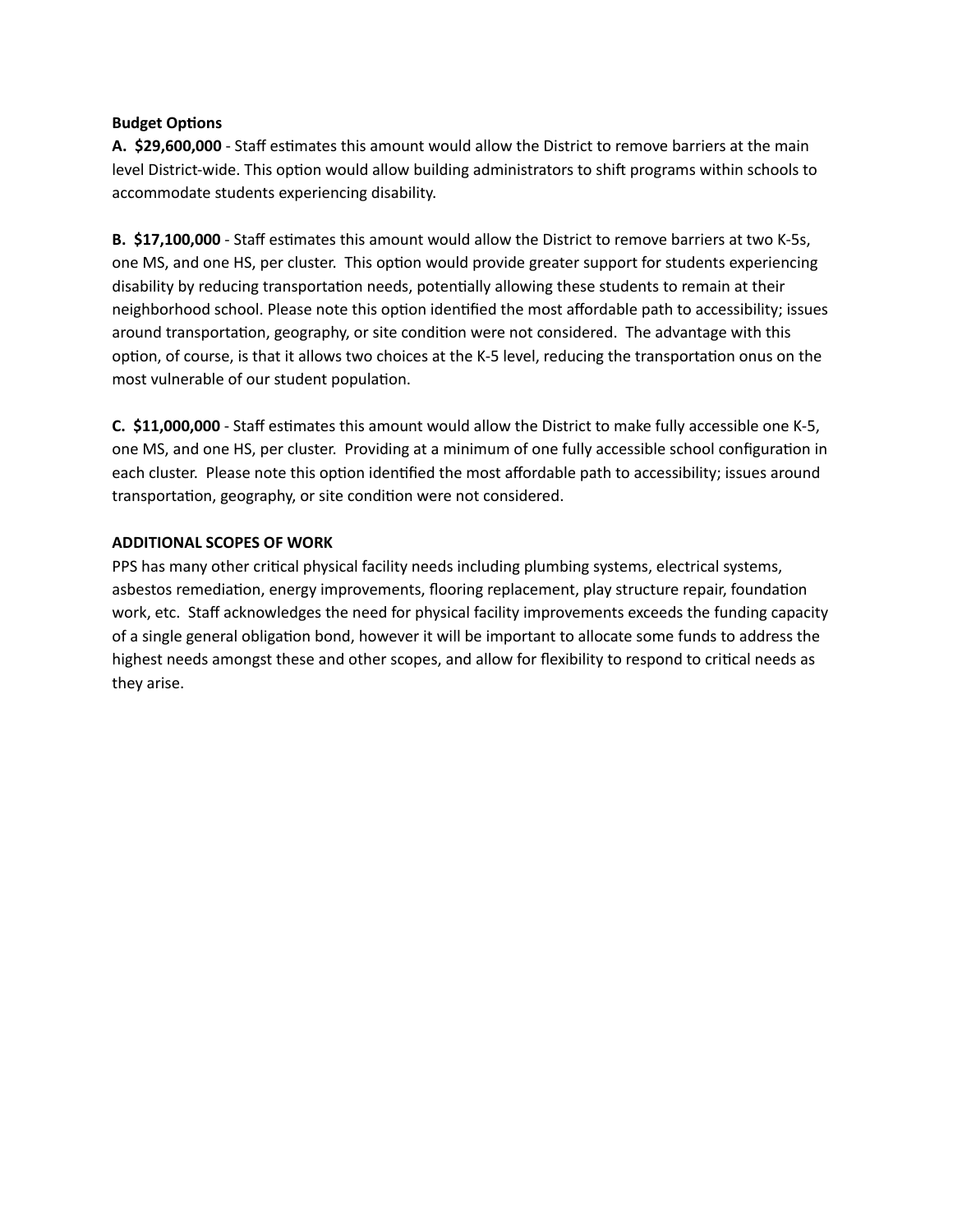**Budget Options**

**A. $29,600,000** - Staff estimates this amount would allow the District to remove barriers at the main level District-wide. This option would allow building administrators to shift programs within schools to accommodate students experiencing disability.

**B. $17,100,000** - Staff estimates this amount would allow the District to remove barriers at two K-5s, one MS, and one HS, per cluster. This option would provide greater support for students experiencing disability by reducing transportation needs, potentially allowing these students to remain at their neighborhood school. Please note this option identified the most affordable path to accessibility; issues around transportation, geography, or site condition were not considered. The advantage with this option, of course, is that it allows two choices at the K-5 level, reducing the transportation onus on the most vulnerable of our student population.

**C. $11,000,000** - Staff estimates this amount would allow the District to make fully accessible one K-5, one MS, and one HS, per cluster. Providing at a minimum of one fully accessible school configuration in each cluster. Please note this option identified the most affordable path to accessibility; issues around transportation, geography, or site condition were not considered.

**ADDITIONAL SCOPES OF WORK**

PPS has many other critical physical facility needs including plumbing systems, electrical systems, asbestos remediation, energy improvements, flooring replacement, play structure repair, foundation work, etc. Staff acknowledges the need for physical facility improvements exceeds the funding capacity of a single general obligation bond, however it will be important to allocate some funds to address the highest needs amongst these and other scopes, and allow for flexibility to respond to critical needs as they arise.